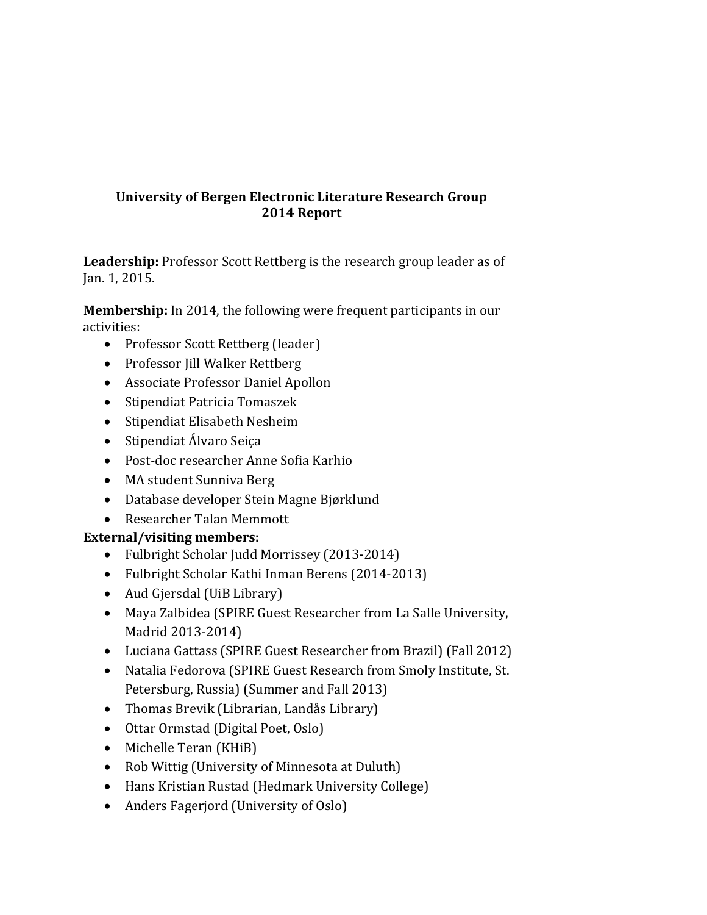# University of Bergen Electronic Literature Research Group
## 2014 Report

**Leadership:** Professor Scott Rettberg is the research group leader as of Jan. 1, 2015.

**Membership:** In 2014, the following were frequent participants in our activities:

- Professor Scott Rettberg (leader)
- Professor Jill Walker Rettberg
- Associate Professor Daniel Apollon
- Stipendiat Patricia Tomaszek
- Stipendiat Elisabeth Nesheim
- Stipendiat Álvaro Seiça
- Post-doc researcher Anne Sofia Karhio
- MA student Sunniva Berg
- Database developer Stein Magne Bjørklund
- Researcher Talan Memmott

**External/visiting members:**

- Fulbright Scholar Judd Morrissey (2013-2014)
- Fulbright Scholar Kathi Inman Berens (2014-2013)
- Aud Gjersdal (UiB Library)
- Maya Zalbidea (SPIRE Guest Researcher from La Salle University, Madrid 2013-2014)
- Luciana Gattass (SPIRE Guest Researcher from Brazil) (Fall 2012)
- Natalia Fedorova (SPIRE Guest Research from Smoly Institute, St. Petersburg, Russia) (Summer and Fall 2013)
- Thomas Brevik (Librarian, Landås Library)
- Ottar Ormstad (Digital Poet, Oslo)
- Michelle Teran (KHiB)
- Rob Wittig (University of Minnesota at Duluth)
- Hans Kristian Rustad (Hedmark University College)
- Anders Fagerjord (University of Oslo)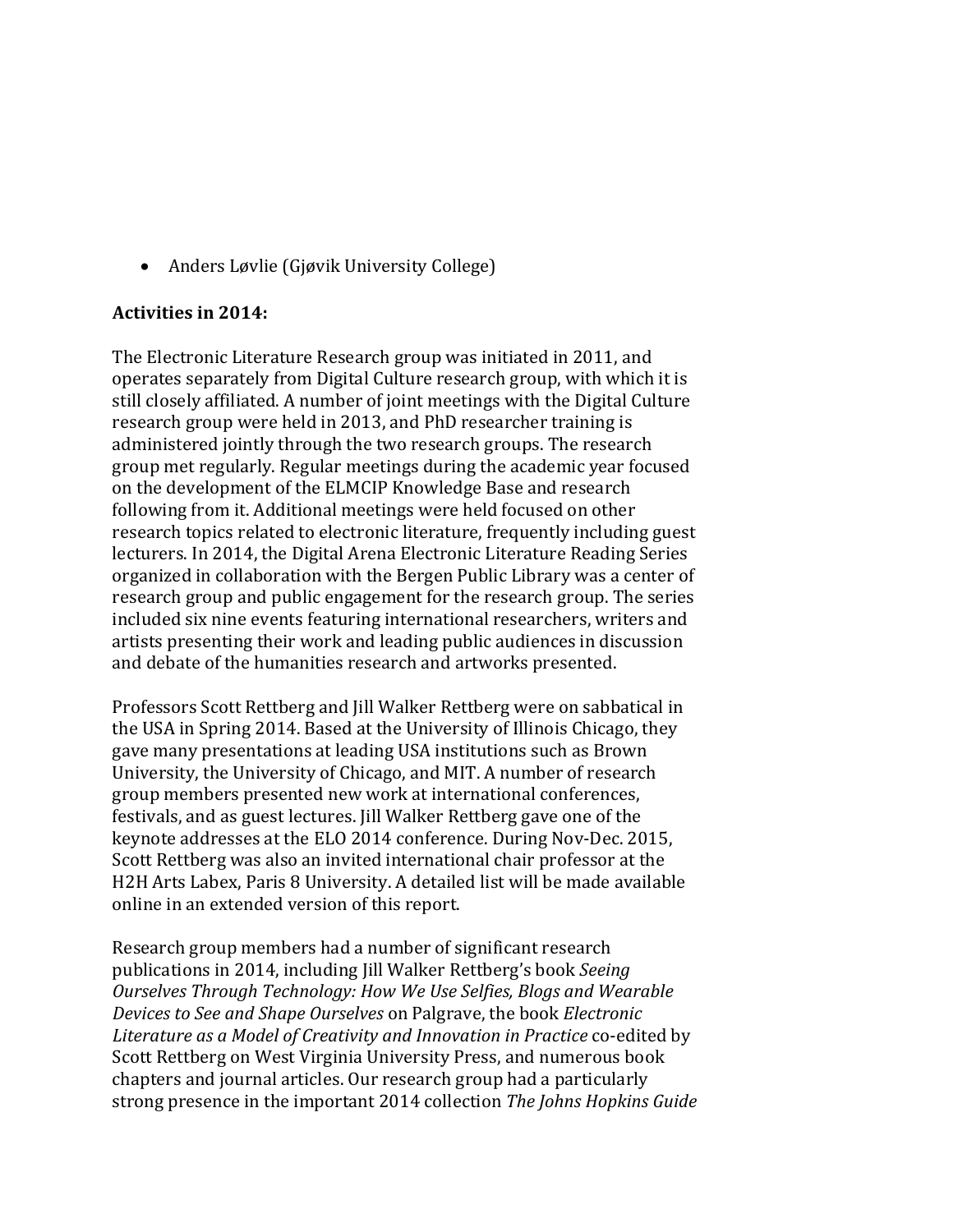- Anders Løvlie (Gjøvik University College)

**Activities in 2014:**

The Electronic Literature Research group was initiated in 2011, and operates separately from Digital Culture research group, with which it is still closely affiliated. A number of joint meetings with the Digital Culture research group were held in 2013, and PhD researcher training is administered jointly through the two research groups. The research group met regularly. Regular meetings during the academic year focused on the development of the ELMCIP Knowledge Base and research following from it. Additional meetings were held focused on other research topics related to electronic literature, frequently including guest lecturers. In 2014, the Digital Arena Electronic Literature Reading Series organized in collaboration with the Bergen Public Library was a center of research group and public engagement for the research group. The series included six nine events featuring international researchers, writers and artists presenting their work and leading public audiences in discussion and debate of the humanities research and artworks presented.

Professors Scott Rettberg and Jill Walker Rettberg were on sabbatical in the USA in Spring 2014. Based at the University of Illinois Chicago, they gave many presentations at leading USA institutions such as Brown University, the University of Chicago, and MIT. A number of research group members presented new work at international conferences, festivals, and as guest lectures. Jill Walker Rettberg gave one of the keynote addresses at the ELO 2014 conference. During Nov-Dec. 2015, Scott Rettberg was also an invited international chair professor at the H2H Arts Labex, Paris 8 University. A detailed list will be made available online in an extended version of this report.

Research group members had a number of significant research publications in 2014, including Jill Walker Rettberg's book *Seeing Ourselves Through Technology: How We Use Selfies, Blogs and Wearable Devices to See and Shape Ourselves* on Palgrave, the book *Electronic Literature as a Model of Creativity and Innovation in Practice* co-edited by Scott Rettberg on West Virginia University Press, and numerous book chapters and journal articles. Our research group had a particularly strong presence in the important 2014 collection *The Johns Hopkins Guide*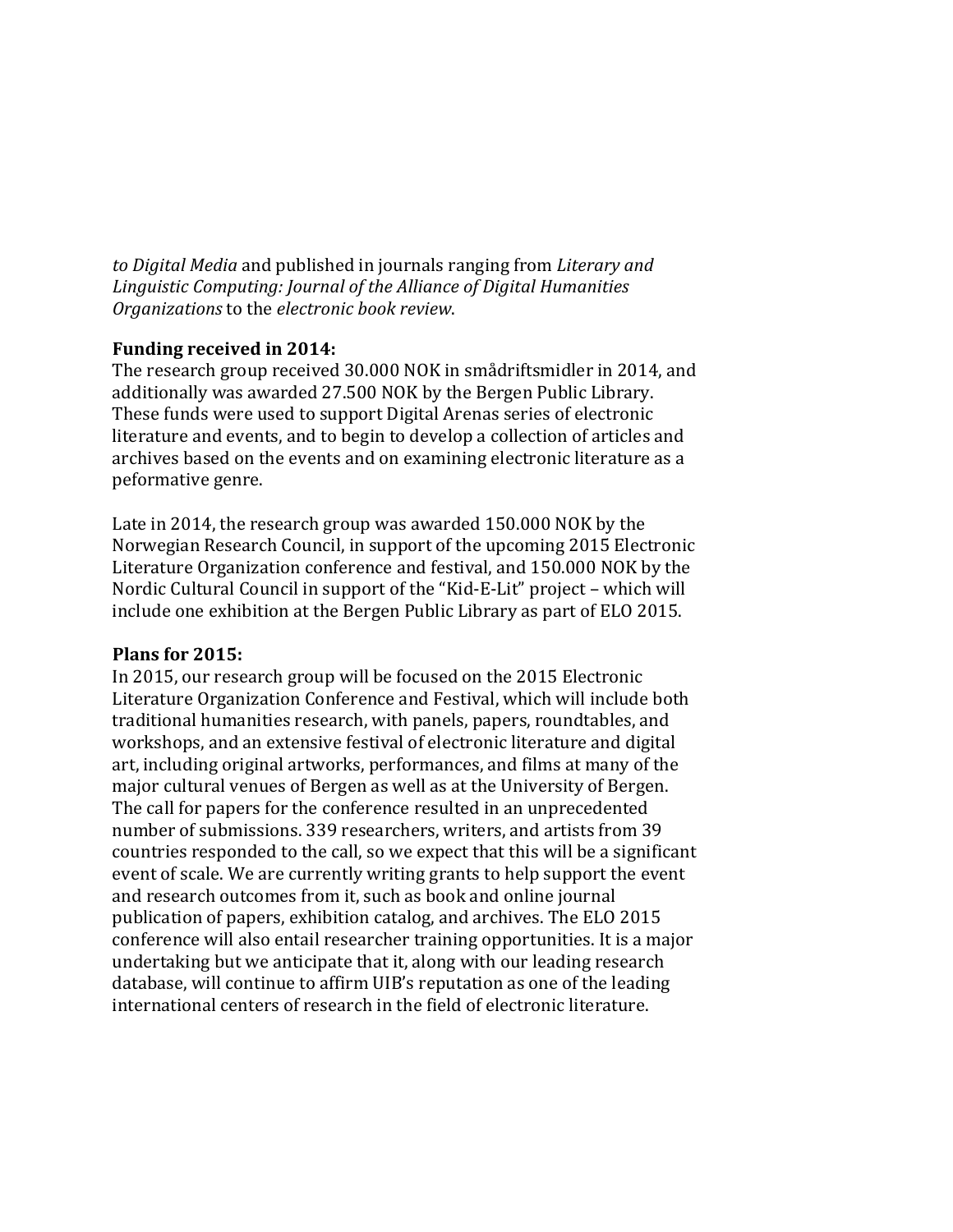*to Digital Media* and published in journals ranging from *Literary and Linguistic Computing: Journal of the Alliance of Digital Humanities Organizations* to the *electronic book review*.

**Funding received in 2014:**
The research group received 30.000 NOK in smådriftsmidler in 2014, and additionally was awarded 27.500 NOK by the Bergen Public Library. These funds were used to support Digital Arenas series of electronic literature and events, and to begin to develop a collection of articles and archives based on the events and on examining electronic literature as a peformative genre.

Late in 2014, the research group was awarded 150.000 NOK by the Norwegian Research Council, in support of the upcoming 2015 Electronic Literature Organization conference and festival, and 150.000 NOK by the Nordic Cultural Council in support of the "Kid-E-Lit" project – which will include one exhibition at the Bergen Public Library as part of ELO 2015.

**Plans for 2015:**
In 2015, our research group will be focused on the 2015 Electronic Literature Organization Conference and Festival, which will include both traditional humanities research, with panels, papers, roundtables, and workshops, and an extensive festival of electronic literature and digital art, including original artworks, performances, and films at many of the major cultural venues of Bergen as well as at the University of Bergen. The call for papers for the conference resulted in an unprecedented number of submissions. 339 researchers, writers, and artists from 39 countries responded to the call, so we expect that this will be a significant event of scale. We are currently writing grants to help support the event and research outcomes from it, such as book and online journal publication of papers, exhibition catalog, and archives. The ELO 2015 conference will also entail researcher training opportunities. It is a major undertaking but we anticipate that it, along with our leading research database, will continue to affirm UIB's reputation as one of the leading international centers of research in the field of electronic literature.